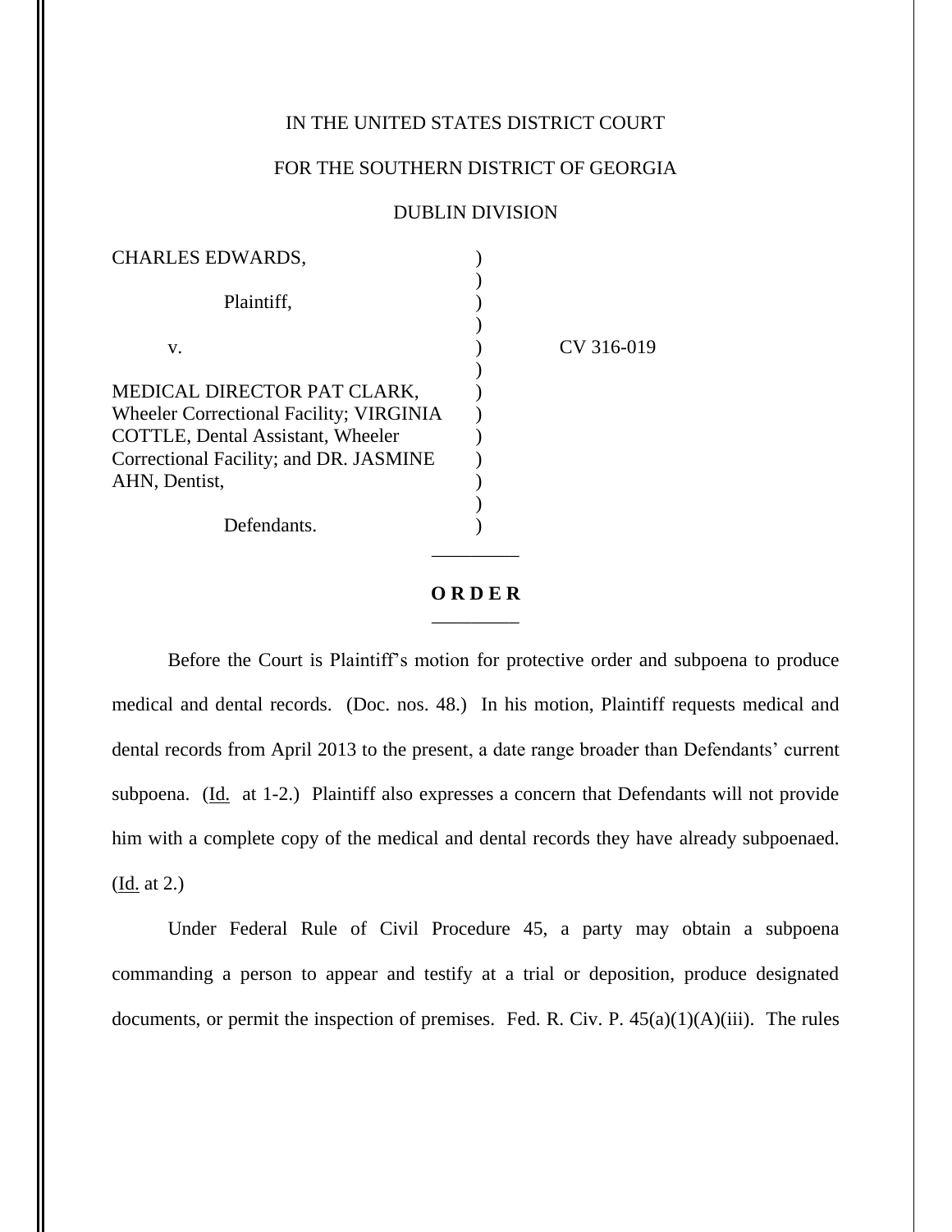IN THE UNITED STATES DISTRICT COURT

FOR THE SOUTHERN DISTRICT OF GEORGIA

DUBLIN DIVISION

| | | |
|---|---|---|
| CHARLES EDWARDS,<br><br>Plaintiff,<br><br>v.<br><br>MEDICAL DIRECTOR PAT CLARK, Wheeler Correctional Facility; VIRGINIA COTTLE, Dental Assistant, Wheeler Correctional Facility; and DR. JASMINE AHN, Dentist,<br><br>Defendants. | ) | CV 316-019 |

---

**O R D E R**

---

Before the Court is Plaintiff's motion for protective order and subpoena to produce medical and dental records. (Doc. nos. 48.) In his motion, Plaintiff requests medical and dental records from April 2013 to the present, a date range broader than Defendants' current subpoena. (Id. at 1-2.) Plaintiff also expresses a concern that Defendants will not provide him with a complete copy of the medical and dental records they have already subpoenaed. (Id. at 2.)

Under Federal Rule of Civil Procedure 45, a party may obtain a subpoena commanding a person to appear and testify at a trial or deposition, produce designated documents, or permit the inspection of premises. Fed. R. Civ. P. 45(a)(1)(A)(iii). The rules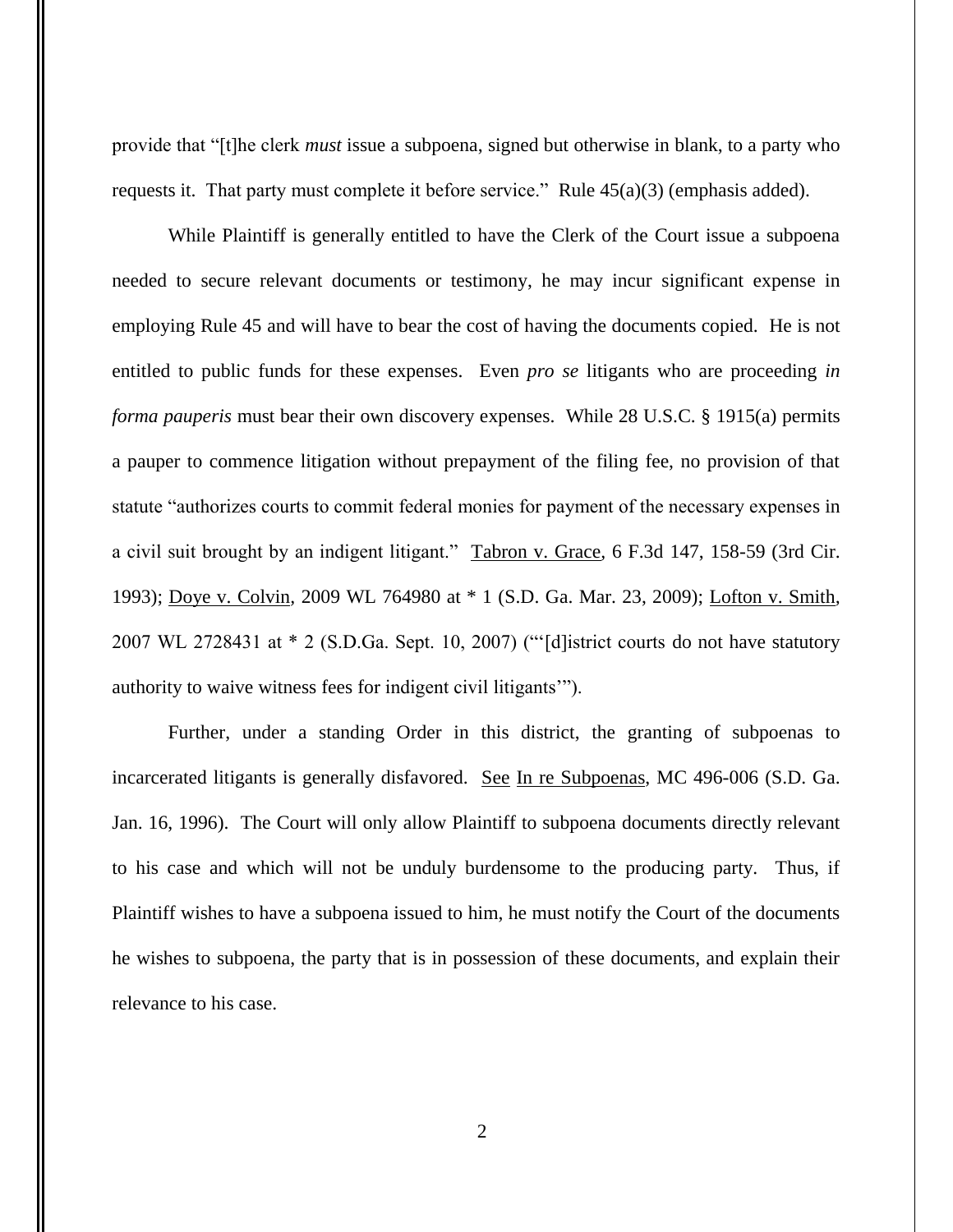provide that "[t]he clerk *must* issue a subpoena, signed but otherwise in blank, to a party who requests it. That party must complete it before service." Rule 45(a)(3) (emphasis added).

While Plaintiff is generally entitled to have the Clerk of the Court issue a subpoena needed to secure relevant documents or testimony, he may incur significant expense in employing Rule 45 and will have to bear the cost of having the documents copied. He is not entitled to public funds for these expenses. Even *pro se* litigants who are proceeding *in forma pauperis* must bear their own discovery expenses. While 28 U.S.C. § 1915(a) permits a pauper to commence litigation without prepayment of the filing fee, no provision of that statute "authorizes courts to commit federal monies for payment of the necessary expenses in a civil suit brought by an indigent litigant." Tabron v. Grace, 6 F.3d 147, 158-59 (3rd Cir. 1993); Doye v. Colvin, 2009 WL 764980 at * 1 (S.D. Ga. Mar. 23, 2009); Lofton v. Smith, 2007 WL 2728431 at * 2 (S.D.Ga. Sept. 10, 2007) ("'[d]istrict courts do not have statutory authority to waive witness fees for indigent civil litigants'").

Further, under a standing Order in this district, the granting of subpoenas to incarcerated litigants is generally disfavored. See In re Subpoenas, MC 496-006 (S.D. Ga. Jan. 16, 1996). The Court will only allow Plaintiff to subpoena documents directly relevant to his case and which will not be unduly burdensome to the producing party. Thus, if Plaintiff wishes to have a subpoena issued to him, he must notify the Court of the documents he wishes to subpoena, the party that is in possession of these documents, and explain their relevance to his case.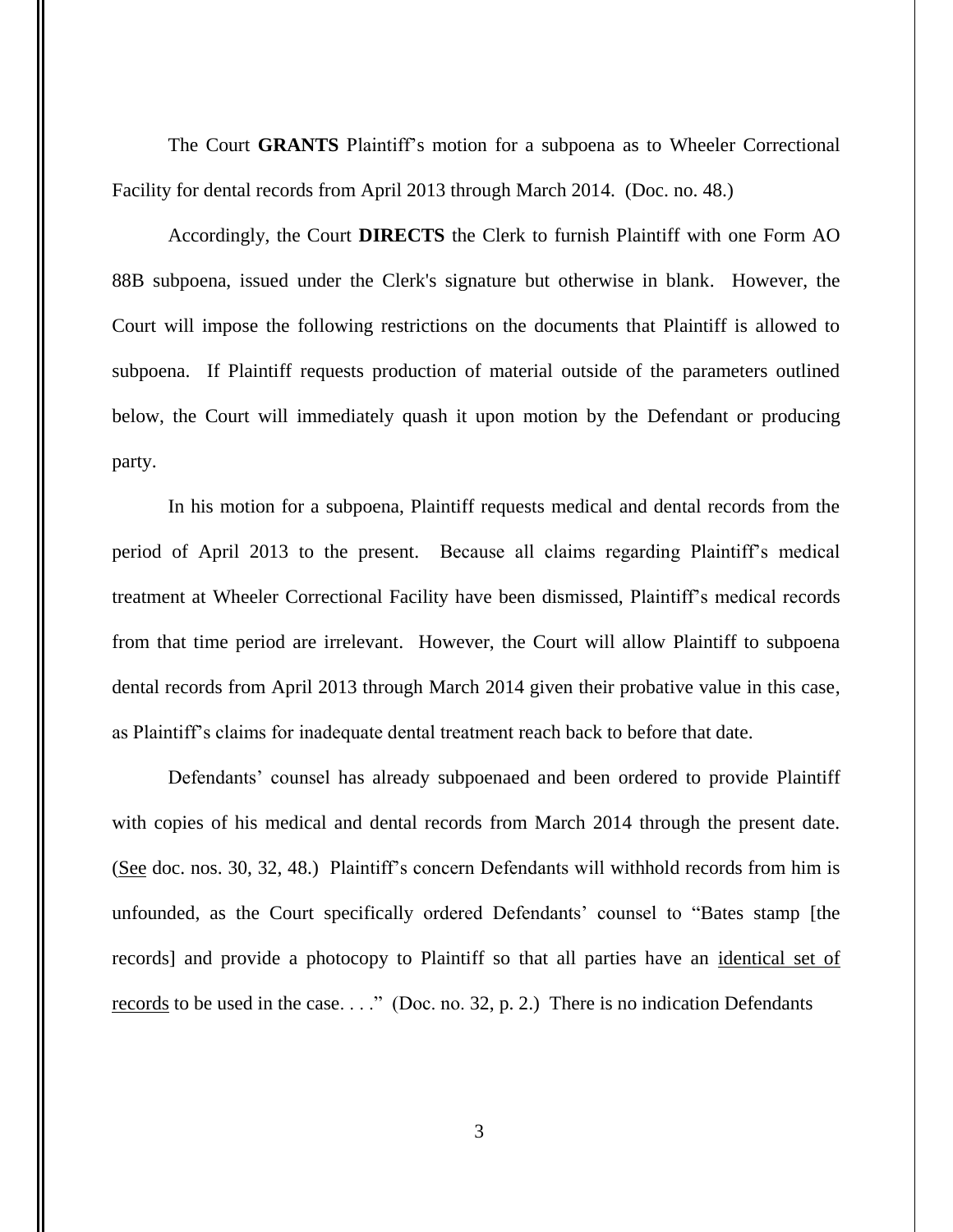The Court **GRANTS** Plaintiff's motion for a subpoena as to Wheeler Correctional Facility for dental records from April 2013 through March 2014. (Doc. no. 48.)

Accordingly, the Court **DIRECTS** the Clerk to furnish Plaintiff with one Form AO 88B subpoena, issued under the Clerk's signature but otherwise in blank. However, the Court will impose the following restrictions on the documents that Plaintiff is allowed to subpoena. If Plaintiff requests production of material outside of the parameters outlined below, the Court will immediately quash it upon motion by the Defendant or producing party.

In his motion for a subpoena, Plaintiff requests medical and dental records from the period of April 2013 to the present. Because all claims regarding Plaintiff's medical treatment at Wheeler Correctional Facility have been dismissed, Plaintiff's medical records from that time period are irrelevant. However, the Court will allow Plaintiff to subpoena dental records from April 2013 through March 2014 given their probative value in this case, as Plaintiff's claims for inadequate dental treatment reach back to before that date.

Defendants' counsel has already subpoenaed and been ordered to provide Plaintiff with copies of his medical and dental records from March 2014 through the present date. (See doc. nos. 30, 32, 48.) Plaintiff's concern Defendants will withhold records from him is unfounded, as the Court specifically ordered Defendants' counsel to "Bates stamp [the records] and provide a photocopy to Plaintiff so that all parties have an identical set of records to be used in the case. . . ." (Doc. no. 32, p. 2.) There is no indication Defendants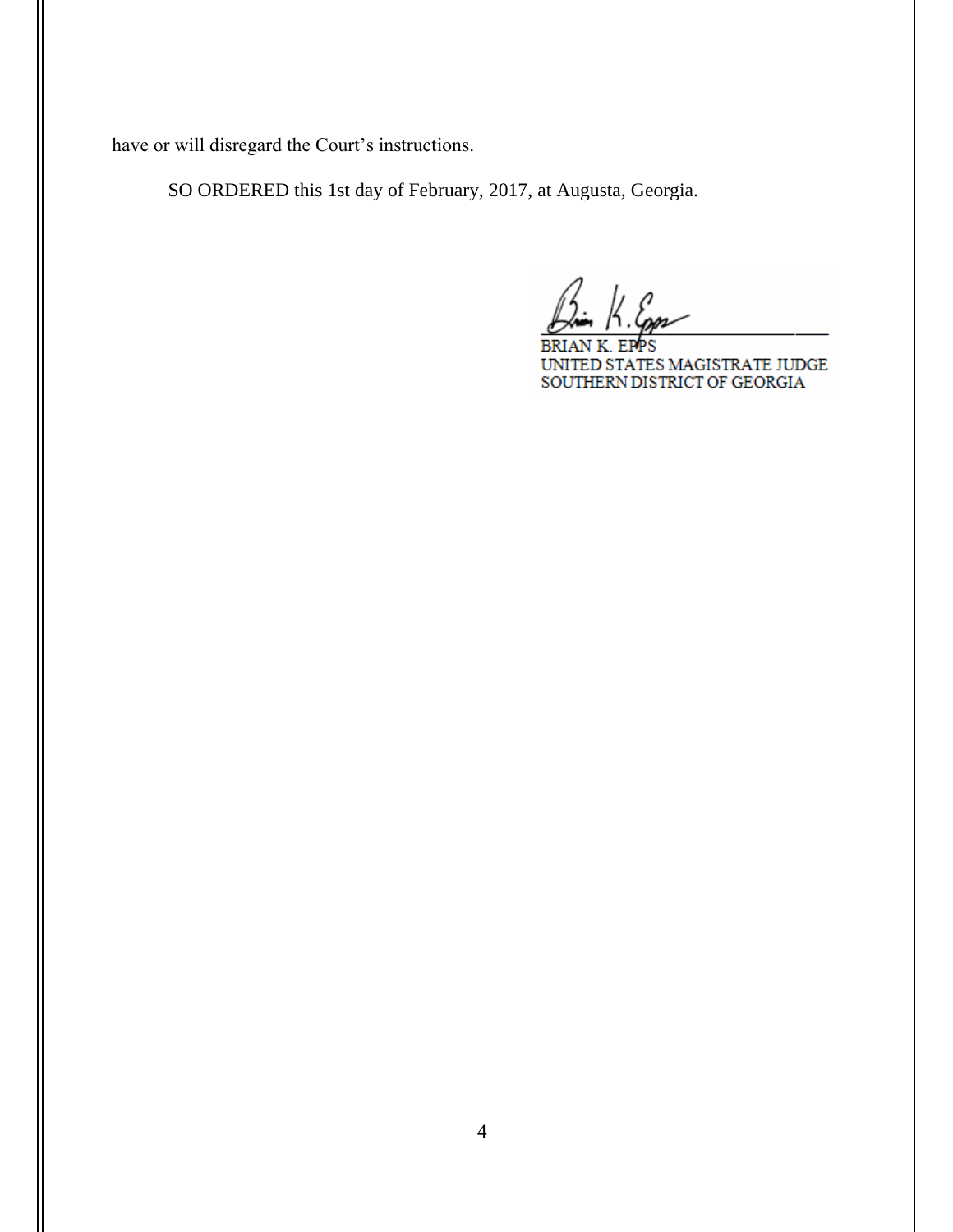have or will disregard the Court's instructions.

SO ORDERED this 1st day of February, 2017, at Augusta, Georgia.

BRIAN K. EPPS
UNITED STATES MAGISTRATE JUDGE
SOUTHERN DISTRICT OF GEORGIA